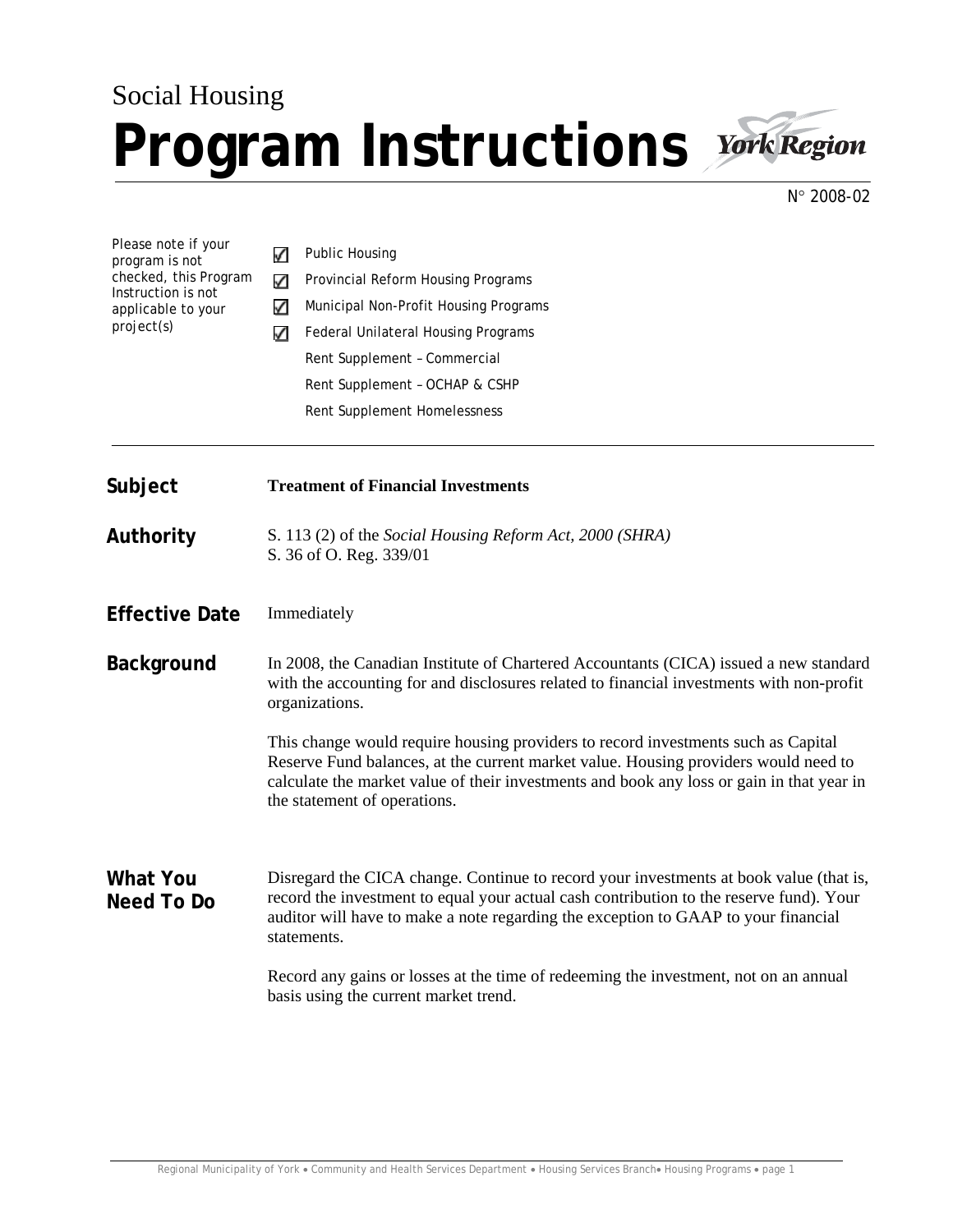Social Housing

# Program Instructions

York Region

N° 2008-02

Please note if your program is not checked, this Program Instruction is not applicable to your project(s)

- ☑ Public Housing
- ☑ Provincial Reform Housing Programs
- ☑ Municipal Non-Profit Housing Programs
- ☑ Federal Unilateral Housing Programs
- Rent Supplement – Commercial
- Rent Supplement – OCHAP & CSHP
- Rent Supplement Homelessness

---

**Subject** **Treatment of Financial Investments**

**Authority** S. 113 (2) of the *Social Housing Reform Act, 2000 (SHRA)*
S. 36 of O. Reg. 339/01

**Effective Date** Immediately

## Background

In 2008, the Canadian Institute of Chartered Accountants (CICA) issued a new standard with the accounting for and disclosures related to financial investments with non-profit organizations.

This change would require housing providers to record investments such as Capital Reserve Fund balances, at the current market value. Housing providers would need to calculate the market value of their investments and book any loss or gain in that year in the statement of operations.

## What You Need To Do

Disregard the CICA change. Continue to record your investments at book value (that is, record the investment to equal your actual cash contribution to the reserve fund). Your auditor will have to make a note regarding the exception to GAAP to your financial statements.

Record any gains or losses at the time of redeeming the investment, not on an annual basis using the current market trend.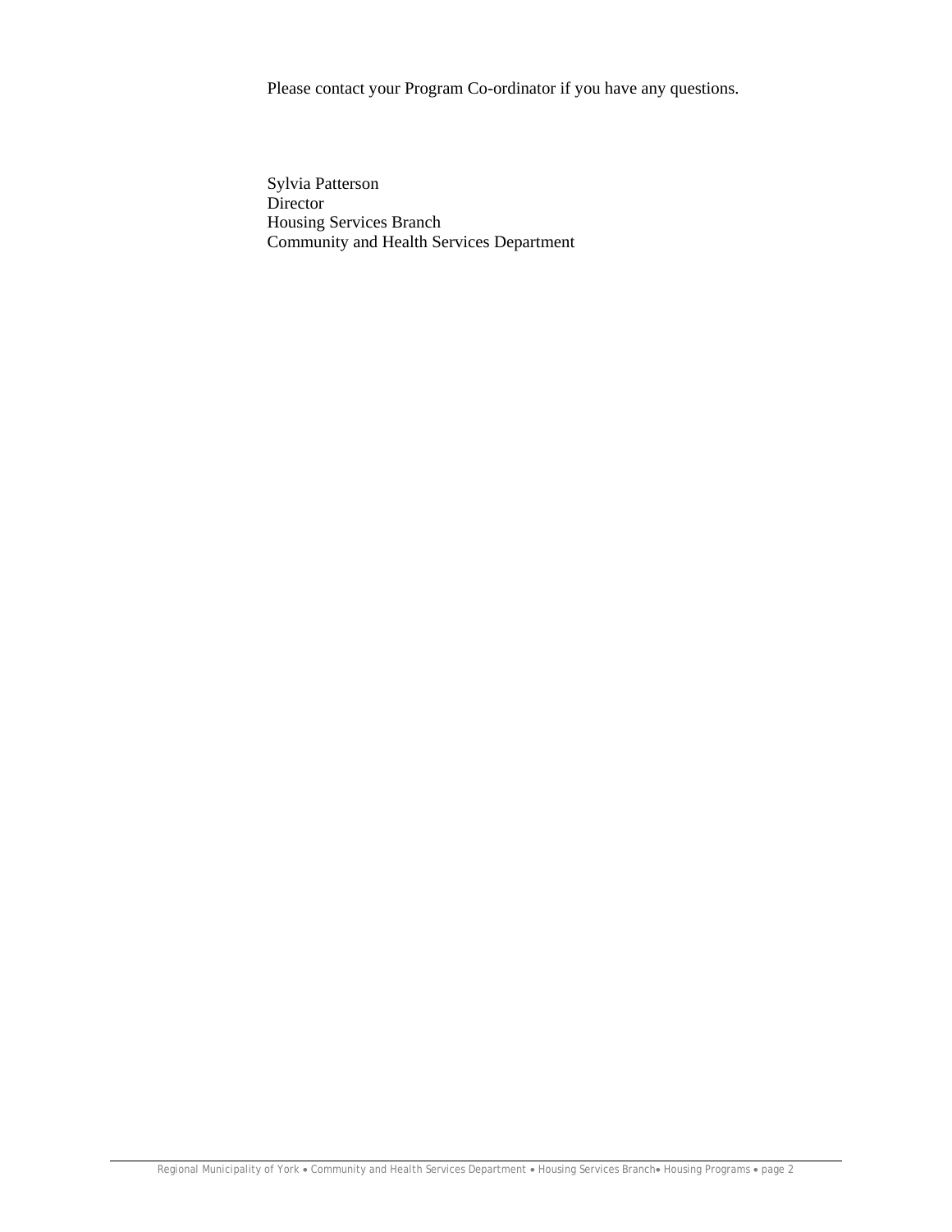Please contact your Program Co-ordinator if you have any questions.

Sylvia Patterson
Director
Housing Services Branch
Community and Health Services Department